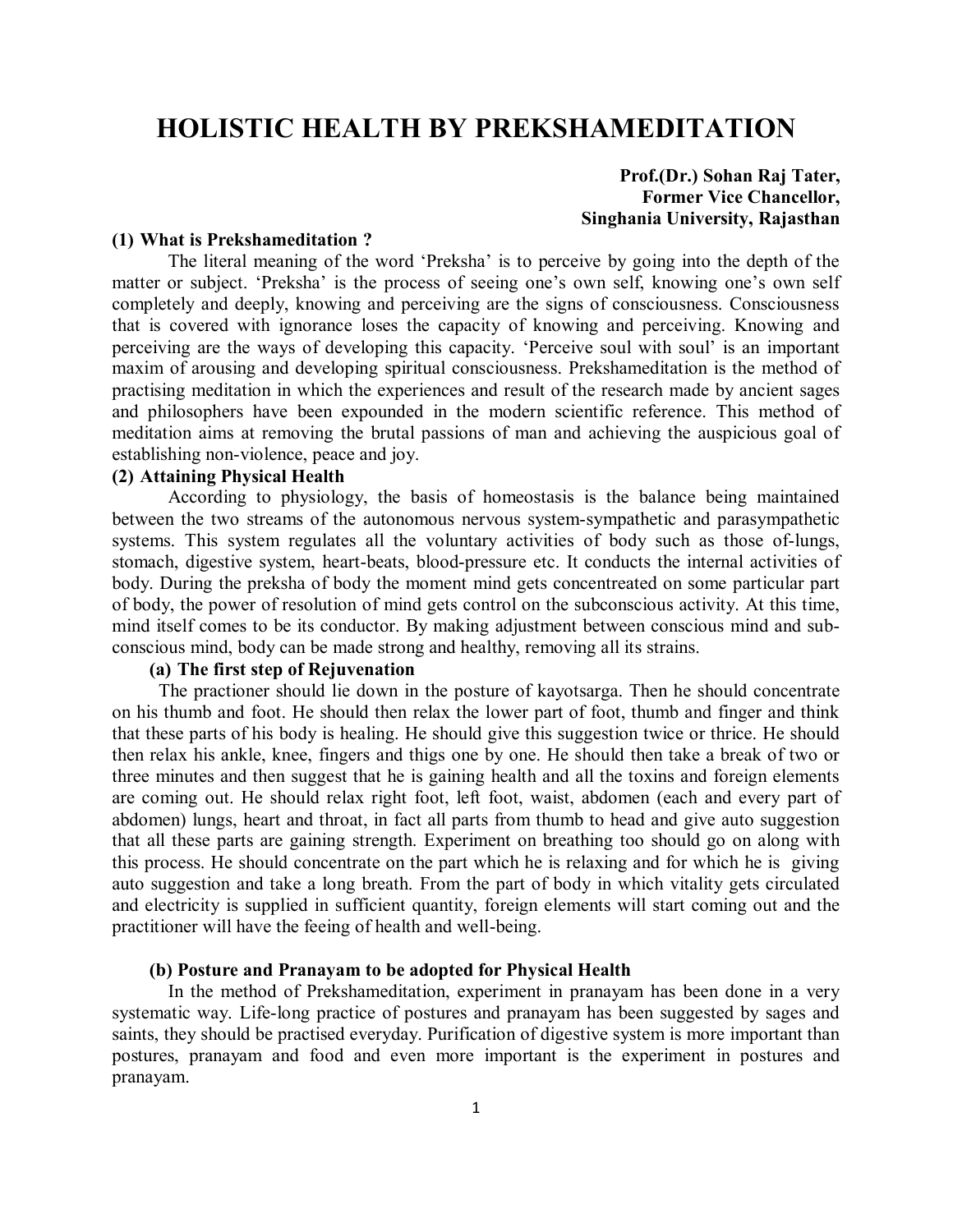# HOLISTIC HEALTH BY PREKSHAMEDITATION

**Prof.(Dr.) Sohan Raj Tater,**
**Former Vice Chancellor,**
**Singhania University, Rajasthan**

### (1) What is Prekshameditation ?

The literal meaning of the word 'Preksha' is to perceive by going into the depth of the matter or subject. 'Preksha' is the process of seeing one's own self, knowing one's own self completely and deeply, knowing and perceiving are the signs of consciousness. Consciousness that is covered with ignorance loses the capacity of knowing and perceiving. Knowing and perceiving are the ways of developing this capacity. 'Perceive soul with soul' is an important maxim of arousing and developing spiritual consciousness. Prekshameditation is the method of practising meditation in which the experiences and result of the research made by ancient sages and philosophers have been expounded in the modern scientific reference. This method of meditation aims at removing the brutal passions of man and achieving the auspicious goal of establishing non-violence, peace and joy.

### (2) Attaining Physical Health

According to physiology, the basis of homeostasis is the balance being maintained between the two streams of the autonomous nervous system-sympathetic and parasympathetic systems. This system regulates all the voluntary activities of body such as those of-lungs, stomach, digestive system, heart-beats, blood-pressure etc. It conducts the internal activities of body. During the preksha of body the moment mind gets concentreated on some particular part of body, the power of resolution of mind gets control on the subconscious activity. At this time, mind itself comes to be its conductor. By making adjustment between conscious mind and sub-conscious mind, body can be made strong and healthy, removing all its strains.

#### (a) The first step of Rejuvenation

The practioner should lie down in the posture of kayotsarga. Then he should concentrate on his thumb and foot. He should then relax the lower part of foot, thumb and finger and think that these parts of his body is healing. He should give this suggestion twice or thrice. He should then relax his ankle, knee, fingers and thigs one by one. He should then take a break of two or three minutes and then suggest that he is gaining health and all the toxins and foreign elements are coming out. He should relax right foot, left foot, waist, abdomen (each and every part of abdomen) lungs, heart and throat, in fact all parts from thumb to head and give auto suggestion that all these parts are gaining strength. Experiment on breathing too should go on along with this process. He should concentrate on the part which he is relaxing and for which he is giving auto suggestion and take a long breath. From the part of body in which vitality gets circulated and electricity is supplied in sufficient quantity, foreign elements will start coming out and the practitioner will have the feeing of health and well-being.

#### (b) Posture and Pranayam to be adopted for Physical Health

In the method of Prekshameditation, experiment in pranayam has been done in a very systematic way. Life-long practice of postures and pranayam has been suggested by sages and saints, they should be practised everyday. Purification of digestive system is more important than postures, pranayam and food and even more important is the experiment in postures and pranayam.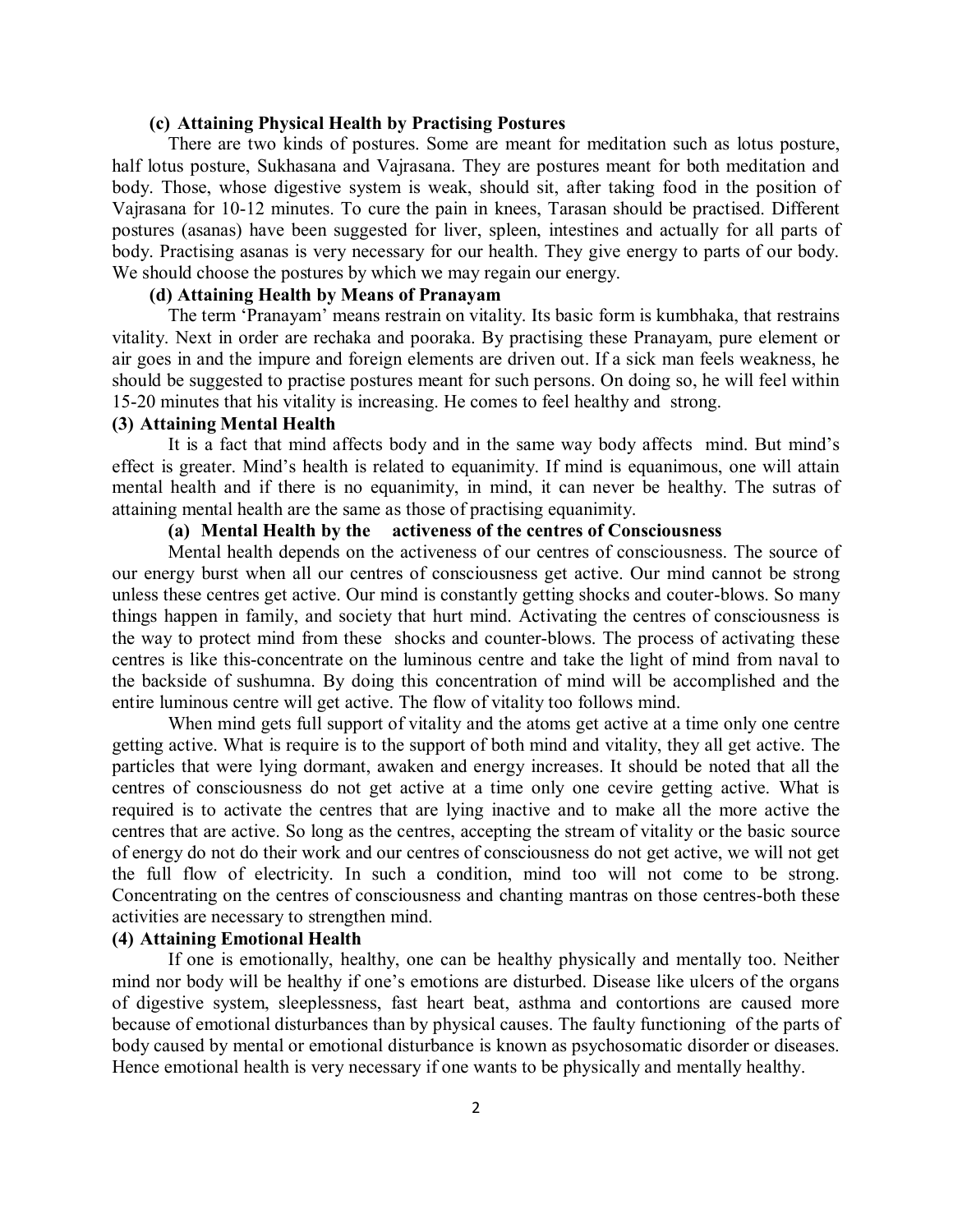### (c) Attaining Physical Health by Practising Postures

There are two kinds of postures. Some are meant for meditation such as lotus posture, half lotus posture, Sukhasana and Vajrasana. They are postures meant for both meditation and body. Those, whose digestive system is weak, should sit, after taking food in the position of Vajrasana for 10-12 minutes. To cure the pain in knees, Tarasan should be practised. Different postures (asanas) have been suggested for liver, spleen, intestines and actually for all parts of body. Practising asanas is very necessary for our health. They give energy to parts of our body. We should choose the postures by which we may regain our energy.

### (d) Attaining Health by Means of Pranayam

The term 'Pranayam' means restrain on vitality. Its basic form is kumbhaka, that restrains vitality. Next in order are rechaka and pooraka. By practising these Pranayam, pure element or air goes in and the impure and foreign elements are driven out. If a sick man feels weakness, he should be suggested to practise postures meant for such persons. On doing so, he will feel within 15-20 minutes that his vitality is increasing. He comes to feel healthy and strong.

## (3) Attaining Mental Health

It is a fact that mind affects body and in the same way body affects mind. But mind's effect is greater. Mind's health is related to equanimity. If mind is equanimous, one will attain mental health and if there is no equanimity, in mind, it can never be healthy. The sutras of attaining mental health are the same as those of practising equanimity.

### (a) Mental Health by the activeness of the centres of Consciousness

Mental health depends on the activeness of our centres of consciousness. The source of our energy burst when all our centres of consciousness get active. Our mind cannot be strong unless these centres get active. Our mind is constantly getting shocks and couter-blows. So many things happen in family, and society that hurt mind. Activating the centres of consciousness is the way to protect mind from these shocks and counter-blows. The process of activating these centres is like this-concentrate on the luminous centre and take the light of mind from naval to the backside of sushumna. By doing this concentration of mind will be accomplished and the entire luminous centre will get active. The flow of vitality too follows mind.

When mind gets full support of vitality and the atoms get active at a time only one centre getting active. What is require is to the support of both mind and vitality, they all get active. The particles that were lying dormant, awaken and energy increases. It should be noted that all the centres of consciousness do not get active at a time only one cevire getting active. What is required is to activate the centres that are lying inactive and to make all the more active the centres that are active. So long as the centres, accepting the stream of vitality or the basic source of energy do not do their work and our centres of consciousness do not get active, we will not get the full flow of electricity. In such a condition, mind too will not come to be strong. Concentrating on the centres of consciousness and chanting mantras on those centres-both these activities are necessary to strengthen mind.

## (4) Attaining Emotional Health

If one is emotionally, healthy, one can be healthy physically and mentally too. Neither mind nor body will be healthy if one's emotions are disturbed. Disease like ulcers of the organs of digestive system, sleeplessness, fast heart beat, asthma and contortions are caused more because of emotional disturbances than by physical causes. The faulty functioning of the parts of body caused by mental or emotional disturbance is known as psychosomatic disorder or diseases. Hence emotional health is very necessary if one wants to be physically and mentally healthy.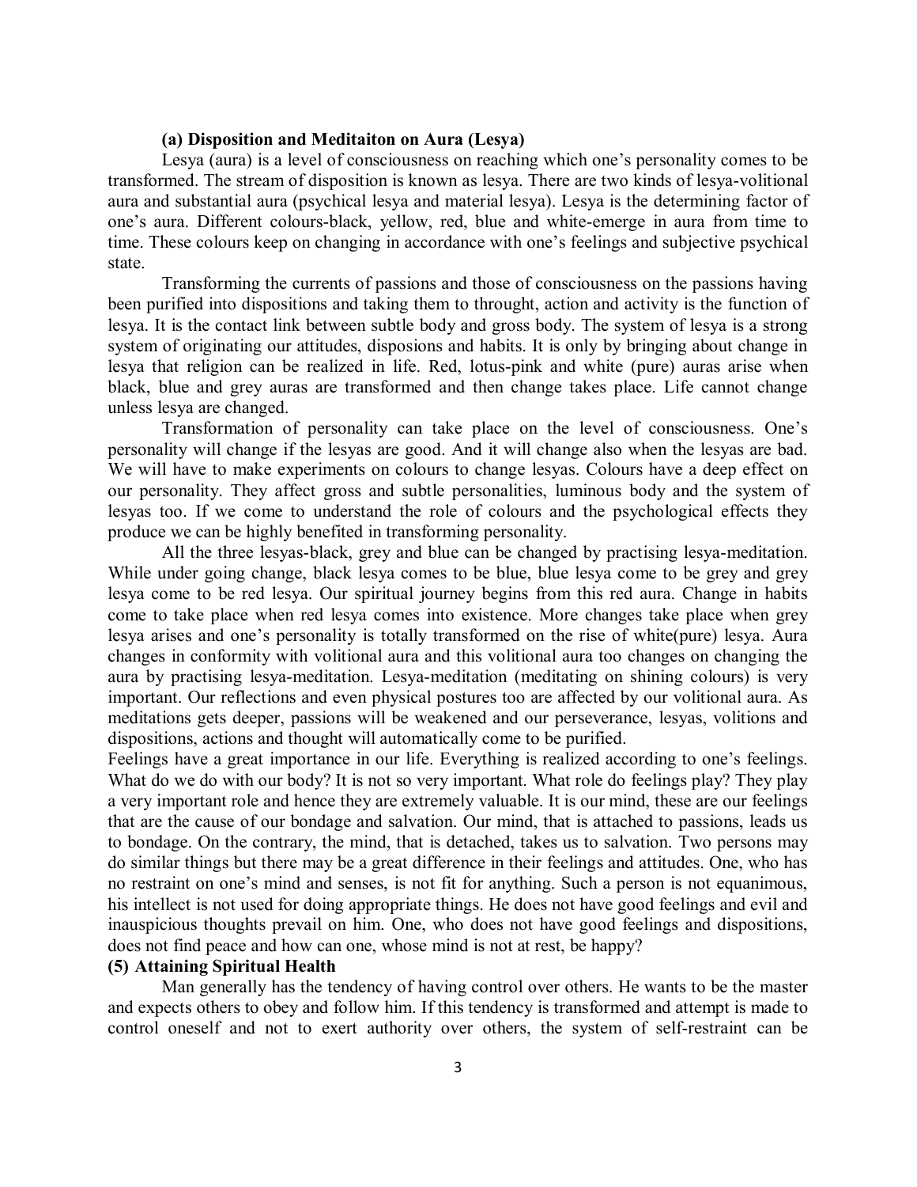### (a) Disposition and Meditaiton on Aura (Lesya)

Lesya (aura) is a level of consciousness on reaching which one's personality comes to be transformed. The stream of disposition is known as lesya. There are two kinds of lesya-volitional aura and substantial aura (psychical lesya and material lesya). Lesya is the determining factor of one's aura. Different colours-black, yellow, red, blue and white-emerge in aura from time to time. These colours keep on changing in accordance with one's feelings and subjective psychical state.

Transforming the currents of passions and those of consciousness on the passions having been purified into dispositions and taking them to throught, action and activity is the function of lesya. It is the contact link between subtle body and gross body. The system of lesya is a strong system of originating our attitudes, disposions and habits. It is only by bringing about change in lesya that religion can be realized in life. Red, lotus-pink and white (pure) auras arise when black, blue and grey auras are transformed and then change takes place. Life cannot change unless lesya are changed.

Transformation of personality can take place on the level of consciousness. One's personality will change if the lesyas are good. And it will change also when the lesyas are bad. We will have to make experiments on colours to change lesyas. Colours have a deep effect on our personality. They affect gross and subtle personalities, luminous body and the system of lesyas too. If we come to understand the role of colours and the psychological effects they produce we can be highly benefited in transforming personality.

All the three lesyas-black, grey and blue can be changed by practising lesya-meditation. While under going change, black lesya comes to be blue, blue lesya come to be grey and grey lesya come to be red lesya. Our spiritual journey begins from this red aura. Change in habits come to take place when red lesya comes into existence. More changes take place when grey lesya arises and one's personality is totally transformed on the rise of white(pure) lesya. Aura changes in conformity with volitional aura and this volitional aura too changes on changing the aura by practising lesya-meditation. Lesya-meditation (meditating on shining colours) is very important. Our reflections and even physical postures too are affected by our volitional aura. As meditations gets deeper, passions will be weakened and our perseverance, lesyas, volitions and dispositions, actions and thought will automatically come to be purified.

Feelings have a great importance in our life. Everything is realized according to one's feelings. What do we do with our body? It is not so very important. What role do feelings play? They play a very important role and hence they are extremely valuable. It is our mind, these are our feelings that are the cause of our bondage and salvation. Our mind, that is attached to passions, leads us to bondage. On the contrary, the mind, that is detached, takes us to salvation. Two persons may do similar things but there may be a great difference in their feelings and attitudes. One, who has no restraint on one's mind and senses, is not fit for anything. Such a person is not equanimous, his intellect is not used for doing appropriate things. He does not have good feelings and evil and inauspicious thoughts prevail on him. One, who does not have good feelings and dispositions, does not find peace and how can one, whose mind is not at rest, be happy?

### (5) Attaining Spiritual Health

Man generally has the tendency of having control over others. He wants to be the master and expects others to obey and follow him. If this tendency is transformed and attempt is made to control oneself and not to exert authority over others, the system of self-restraint can be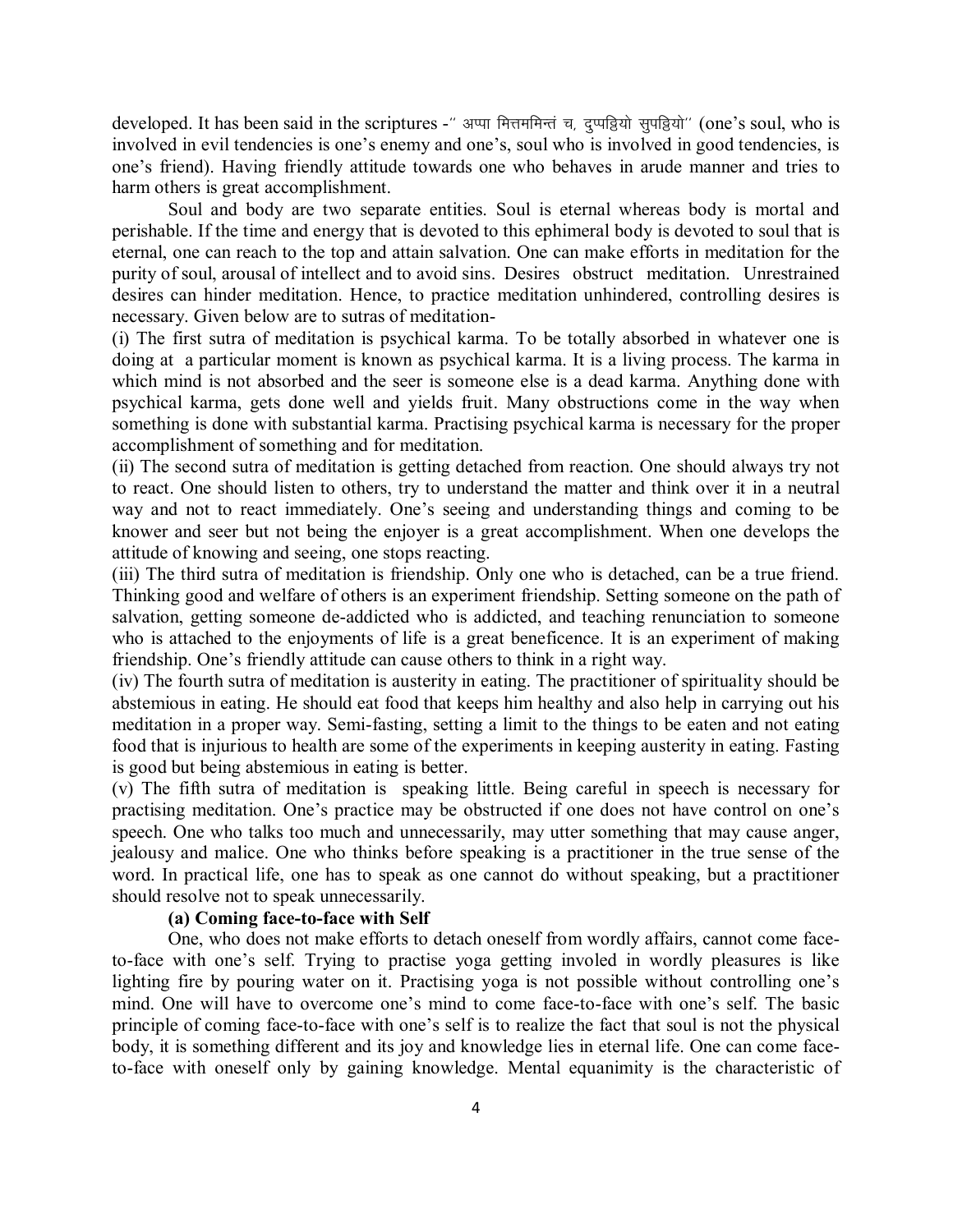developed. It has been said in the scriptures -" अप्पा मित्तममित्तं च, दुप्पट्ठियो सुपट्ठियो" (one's soul, who is involved in evil tendencies is one's enemy and one's, soul who is involved in good tendencies, is one's friend). Having friendly attitude towards one who behaves in arude manner and tries to harm others is great accomplishment.

Soul and body are two separate entities. Soul is eternal whereas body is mortal and perishable. If the time and energy that is devoted to this ephimeral body is devoted to soul that is eternal, one can reach to the top and attain salvation. One can make efforts in meditation for the purity of soul, arousal of intellect and to avoid sins. Desires obstruct meditation. Unrestrained desires can hinder meditation. Hence, to practice meditation unhindered, controlling desires is necessary. Given below are to sutras of meditation-

(i) The first sutra of meditation is psychical karma. To be totally absorbed in whatever one is doing at a particular moment is known as psychical karma. It is a living process. The karma in which mind is not absorbed and the seer is someone else is a dead karma. Anything done with psychical karma, gets done well and yields fruit. Many obstructions come in the way when something is done with substantial karma. Practising psychical karma is necessary for the proper accomplishment of something and for meditation.

(ii) The second sutra of meditation is getting detached from reaction. One should always try not to react. One should listen to others, try to understand the matter and think over it in a neutral way and not to react immediately. One's seeing and understanding things and coming to be knower and seer but not being the enjoyer is a great accomplishment. When one develops the attitude of knowing and seeing, one stops reacting.

(iii) The third sutra of meditation is friendship. Only one who is detached, can be a true friend. Thinking good and welfare of others is an experiment friendship. Setting someone on the path of salvation, getting someone de-addicted who is addicted, and teaching renunciation to someone who is attached to the enjoyments of life is a great beneficence. It is an experiment of making friendship. One's friendly attitude can cause others to think in a right way.

(iv) The fourth sutra of meditation is austerity in eating. The practitioner of spirituality should be abstemious in eating. He should eat food that keeps him healthy and also help in carrying out his meditation in a proper way. Semi-fasting, setting a limit to the things to be eaten and not eating food that is injurious to health are some of the experiments in keeping austerity in eating. Fasting is good but being abstemious in eating is better.

(v) The fifth sutra of meditation is speaking little. Being careful in speech is necessary for practising meditation. One's practice may be obstructed if one does not have control on one's speech. One who talks too much and unnecessarily, may utter something that may cause anger, jealousy and malice. One who thinks before speaking is a practitioner in the true sense of the word. In practical life, one has to speak as one cannot do without speaking, but a practitioner should resolve not to speak unnecessarily.

**(a) Coming face-to-face with Self**

One, who does not make efforts to detach oneself from wordly affairs, cannot come face-to-face with one's self. Trying to practise yoga getting involed in wordly pleasures is like lighting fire by pouring water on it. Practising yoga is not possible without controlling one's mind. One will have to overcome one's mind to come face-to-face with one's self. The basic principle of coming face-to-face with one's self is to realize the fact that soul is not the physical body, it is something different and its joy and knowledge lies in eternal life. One can come face-to-face with oneself only by gaining knowledge. Mental equanimity is the characteristic of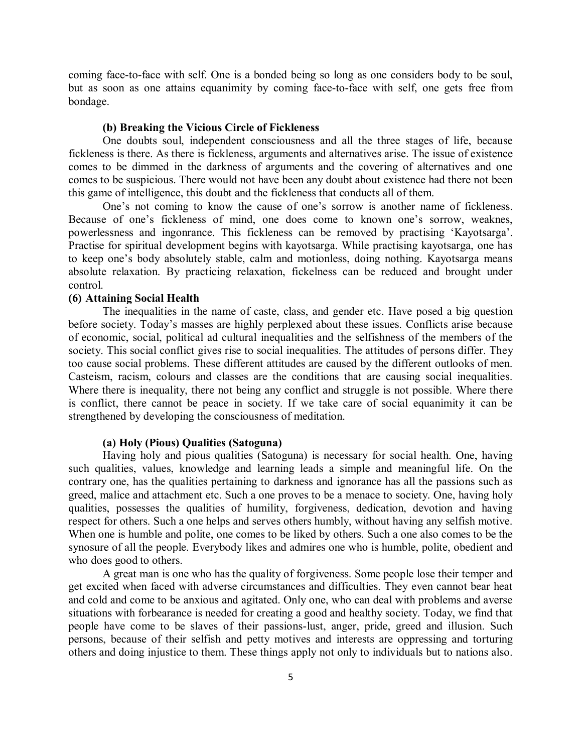coming face-to-face with self. One is a bonded being so long as one considers body to be soul, but as soon as one attains equanimity by coming face-to-face with self, one gets free from bondage.

### (b) Breaking the Vicious Circle of Fickleness

One doubts soul, independent consciousness and all the three stages of life, because fickleness is there. As there is fickleness, arguments and alternatives arise. The issue of existence comes to be dimmed in the darkness of arguments and the covering of alternatives and one comes to be suspicious. There would not have been any doubt about existence had there not been this game of intelligence, this doubt and the fickleness that conducts all of them.

One's not coming to know the cause of one's sorrow is another name of fickleness. Because of one's fickleness of mind, one does come to known one's sorrow, weaknes, powerlessness and ingonrance. This fickleness can be removed by practising 'Kayotsarga'. Practise for spiritual development begins with kayotsarga. While practising kayotsarga, one has to keep one's body absolutely stable, calm and motionless, doing nothing. Kayotsarga means absolute relaxation. By practicing relaxation, fickelness can be reduced and brought under control.

## (6) Attaining Social Health

The inequalities in the name of caste, class, and gender etc. Have posed a big question before society. Today's masses are highly perplexed about these issues. Conflicts arise because of economic, social, political ad cultural inequalities and the selfishness of the members of the society. This social conflict gives rise to social inequalities. The attitudes of persons differ. They too cause social problems. These different attitudes are caused by the different outlooks of men. Casteism, racism, colours and classes are the conditions that are causing social inequalities. Where there is inequality, there not being any conflict and struggle is not possible. Where there is conflict, there cannot be peace in society. If we take care of social equanimity it can be strengthened by developing the consciousness of meditation.

### (a) Holy (Pious) Qualities (Satoguna)

Having holy and pious qualities (Satoguna) is necessary for social health. One, having such qualities, values, knowledge and learning leads a simple and meaningful life. On the contrary one, has the qualities pertaining to darkness and ignorance has all the passions such as greed, malice and attachment etc. Such a one proves to be a menace to society. One, having holy qualities, possesses the qualities of humility, forgiveness, dedication, devotion and having respect for others. Such a one helps and serves others humbly, without having any selfish motive. When one is humble and polite, one comes to be liked by others. Such a one also comes to be the synosure of all the people. Everybody likes and admires one who is humble, polite, obedient and who does good to others.

A great man is one who has the quality of forgiveness. Some people lose their temper and get excited when faced with adverse circumstances and difficulties. They even cannot bear heat and cold and come to be anxious and agitated. Only one, who can deal with problems and averse situations with forbearance is needed for creating a good and healthy society. Today, we find that people have come to be slaves of their passions-lust, anger, pride, greed and illusion. Such persons, because of their selfish and petty motives and interests are oppressing and torturing others and doing injustice to them. These things apply not only to individuals but to nations also.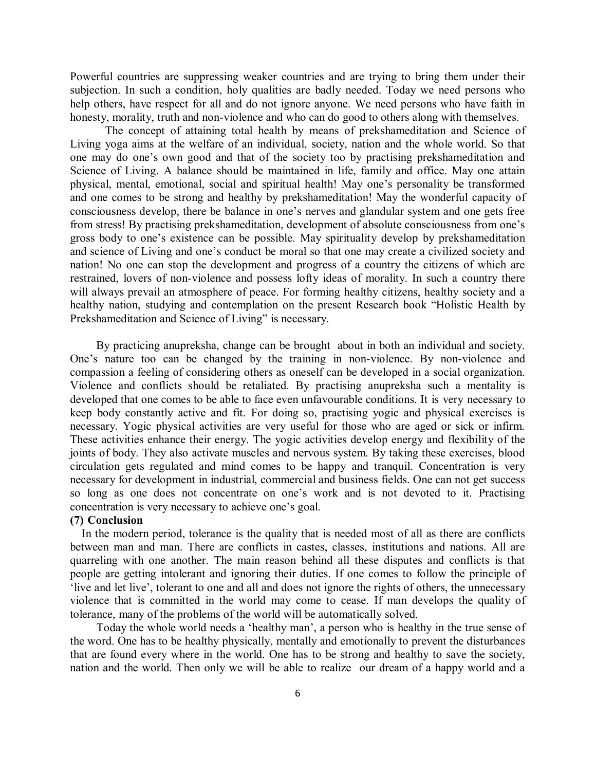Powerful countries are suppressing weaker countries and are trying to bring them under their subjection. In such a condition, holy qualities are badly needed. Today we need persons who help others, have respect for all and do not ignore anyone. We need persons who have faith in honesty, morality, truth and non-violence and who can do good to others along with themselves.

The concept of attaining total health by means of prekshameditation and Science of Living yoga aims at the welfare of an individual, society, nation and the whole world. So that one may do one's own good and that of the society too by practising prekshameditation and Science of Living. A balance should be maintained in life, family and office. May one attain physical, mental, emotional, social and spiritual health! May one's personality be transformed and one comes to be strong and healthy by prekshameditation! May the wonderful capacity of consciousness develop, there be balance in one's nerves and glandular system and one gets free from stress! By practising prekshameditation, development of absolute consciousness from one's gross body to one's existence can be possible. May spirituality develop by prekshameditation and science of Living and one's conduct be moral so that one may create a civilized society and nation! No one can stop the development and progress of a country the citizens of which are restrained, lovers of non-violence and possess lofty ideas of morality. In such a country there will always prevail an atmosphere of peace. For forming healthy citizens, healthy society and a healthy nation, studying and contemplation on the present Research book "Holistic Health by Prekshameditation and Science of Living" is necessary.

By practicing anupreksha, change can be brought about in both an individual and society. One's nature too can be changed by the training in non-violence. By non-violence and compassion a feeling of considering others as oneself can be developed in a social organization. Violence and conflicts should be retaliated. By practising anupreksha such a mentality is developed that one comes to be able to face even unfavourable conditions. It is very necessary to keep body constantly active and fit. For doing so, practising yogic and physical exercises is necessary. Yogic physical activities are very useful for those who are aged or sick or infirm. These activities enhance their energy. The yogic activities develop energy and flexibility of the joints of body. They also activate muscles and nervous system. By taking these exercises, blood circulation gets regulated and mind comes to be happy and tranquil. Concentration is very necessary for development in industrial, commercial and business fields. One can not get success so long as one does not concentrate on one's work and is not devoted to it. Practising concentration is very necessary to achieve one's goal.

**(7) Conclusion**

In the modern period, tolerance is the quality that is needed most of all as there are conflicts between man and man. There are conflicts in castes, classes, institutions and nations. All are quarreling with one another. The main reason behind all these disputes and conflicts is that people are getting intolerant and ignoring their duties. If one comes to follow the principle of 'live and let live', tolerant to one and all and does not ignore the rights of others, the unnecessary violence that is committed in the world may come to cease. If man develops the quality of tolerance, many of the problems of the world will be automatically solved.

Today the whole world needs a 'healthy man', a person who is healthy in the true sense of the word. One has to be healthy physically, mentally and emotionally to prevent the disturbances that are found every where in the world. One has to be strong and healthy to save the society, nation and the world. Then only we will be able to realize our dream of a happy world and a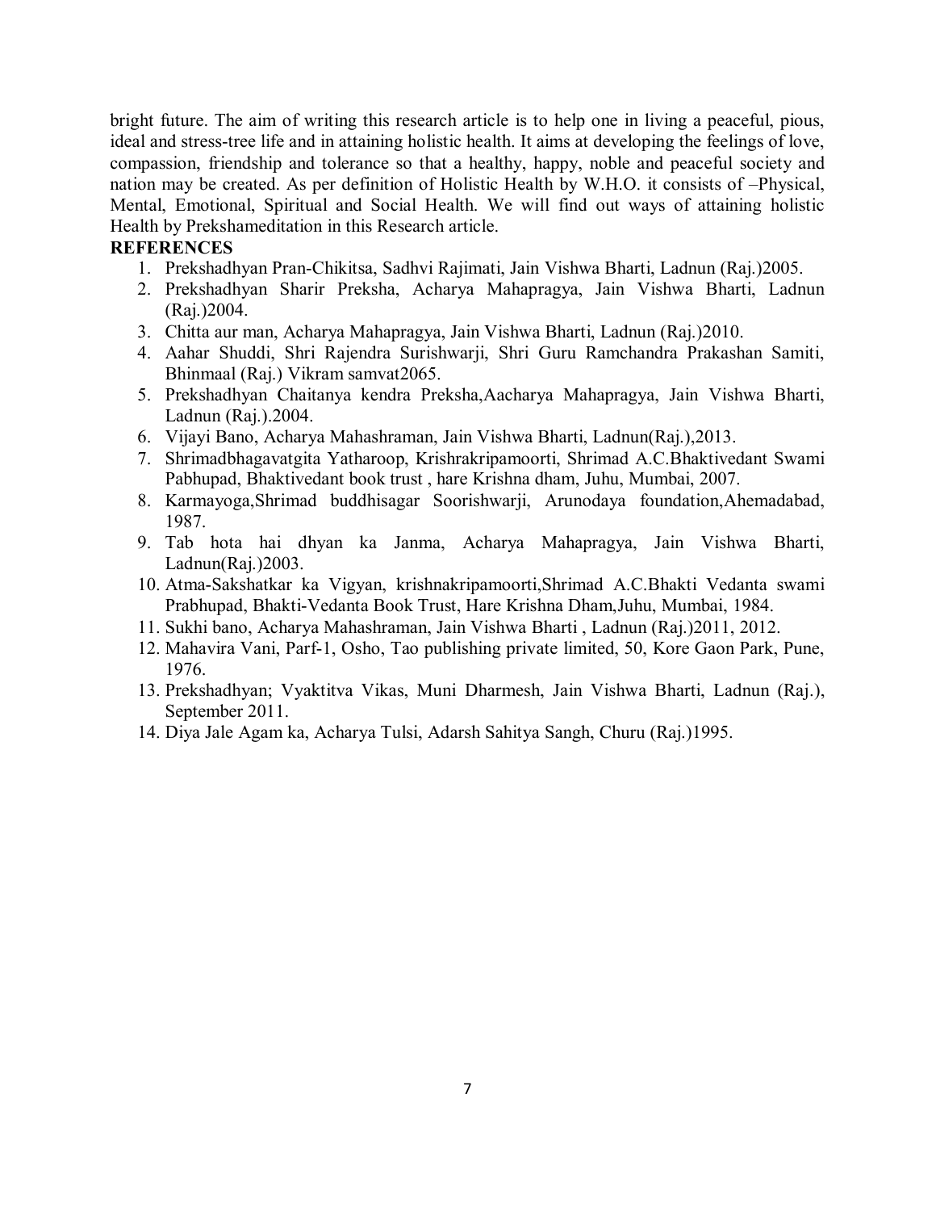bright future. The aim of writing this research article is to help one in living a peaceful, pious, ideal and stress-tree life and in attaining holistic health. It aims at developing the feelings of love, compassion, friendship and tolerance so that a healthy, happy, noble and peaceful society and nation may be created. As per definition of Holistic Health by W.H.O. it consists of –Physical, Mental, Emotional, Spiritual and Social Health. We will find out ways of attaining holistic Health by Prekshameditation in this Research article.

**REFERENCES**

1. Prekshadhyan Pran-Chikitsa, Sadhvi Rajimati, Jain Vishwa Bharti, Ladnun (Raj.)2005.
2. Prekshadhyan Sharir Preksha, Acharya Mahapragya, Jain Vishwa Bharti, Ladnun (Raj.)2004.
3. Chitta aur man, Acharya Mahapragya, Jain Vishwa Bharti, Ladnun (Raj.)2010.
4. Aahar Shuddi, Shri Rajendra Surishwarji, Shri Guru Ramchandra Prakashan Samiti, Bhinmaal (Raj.) Vikram samvat2065.
5. Prekshadhyan Chaitanya kendra Preksha,Aacharya Mahapragya, Jain Vishwa Bharti, Ladnun (Raj.).2004.
6. Vijayi Bano, Acharya Mahashraman, Jain Vishwa Bharti, Ladnun(Raj.),2013.
7. Shrimadbhagavatgita Yatharoop, Krishrakripamoorti, Shrimad A.C.Bhaktivedant Swami Pabhupad, Bhaktivedant book trust , hare Krishna dham, Juhu, Mumbai, 2007.
8. Karmayoga,Shrimad buddhisagar Soorishwarji, Arunodaya foundation,Ahemadabad, 1987.
9. Tab hota hai dhyan ka Janma, Acharya Mahapragya, Jain Vishwa Bharti, Ladnun(Raj.)2003.
10. Atma-Sakshatkar ka Vigyan, krishnakripamoorti,Shrimad A.C.Bhakti Vedanta swami Prabhupad, Bhakti-Vedanta Book Trust, Hare Krishna Dham,Juhu, Mumbai, 1984.
11. Sukhi bano, Acharya Mahashraman, Jain Vishwa Bharti , Ladnun (Raj.)2011, 2012.
12. Mahavira Vani, Parf-1, Osho, Tao publishing private limited, 50, Kore Gaon Park, Pune, 1976.
13. Prekshadhyan; Vyaktitva Vikas, Muni Dharmesh, Jain Vishwa Bharti, Ladnun (Raj.), September 2011.
14. Diya Jale Agam ka, Acharya Tulsi, Adarsh Sahitya Sangh, Churu (Raj.)1995.